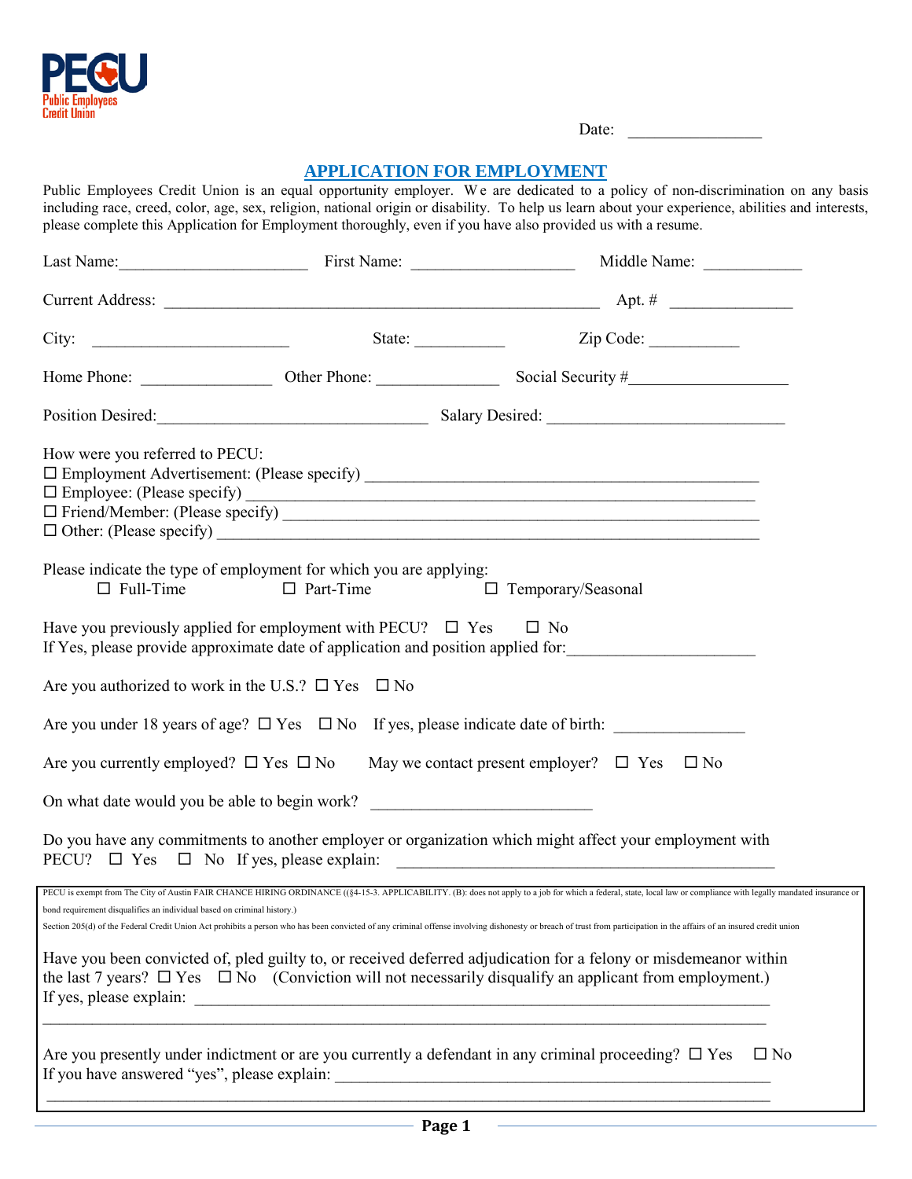PECU
Public Employees Credit Union

Date: ________________

## APPLICATION FOR EMPLOYMENT

Public Employees Credit Union is an equal opportunity employer. We are dedicated to a policy of non-discrimination on any basis including race, creed, color, age, sex, religion, national origin or disability. To help us learn about your experience, abilities and interests, please complete this Application for Employment thoroughly, even if you have also provided us with a resume.

Last Name:______________________ First Name: ___________________ Middle Name: ___________

Current Address: __________________________________________________ Apt. # ______________

City: ______________________ State: __________ Zip Code: __________

Home Phone: _______________ Other Phone: ______________ Social Security #__________________

Position Desired:________________________________ Salary Desired: ____________________________

How were you referred to PECU:

☐ Employment Advertisement: (Please specify) ____________________________________________

☐ Employee: (Please specify) ___________________________________________________________

☐ Friend/Member: (Please specify) _______________________________________________________

☐ Other: (Please specify) _______________________________________________________________

Please indicate the type of employment for which you are applying:

☐ Full-Time ☐ Part-Time ☐ Temporary/Seasonal

Have you previously applied for employment with PECU? ☐ Yes ☐ No

If Yes, please provide approximate date of application and position applied for:______________________

Are you authorized to work in the U.S.? ☐ Yes ☐ No

Are you under 18 years of age? ☐ Yes ☐ No If yes, please indicate date of birth: _______________

Are you currently employed? ☐ Yes ☐ No May we contact present employer? ☐ Yes ☐ No

On what date would you be able to begin work? __________________________

Do you have any commitments to another employer or organization which might affect your employment with PECU? ☐ Yes ☐ No If yes, please explain: ______________________________________________

PECU is exempt from The City of Austin FAIR CHANCE HIRING ORDINANCE ((§4-15-3. APPLICABILITY. (B): does not apply to a job for which a federal, state, local law or compliance with legally mandated insurance or bond requirement disqualifies an individual based on criminal history.)

Section 205(d) of the Federal Credit Union Act prohibits a person who has been convicted of any criminal offense involving dishonesty or breach of trust from participation in the affairs of an insured credit union

Have you been convicted of, pled guilty to, or received deferred adjudication for a felony or misdemeanor within the last 7 years? ☐ Yes ☐ No (Conviction will not necessarily disqualify an applicant from employment.)

If yes, please explain: ______________________________________________________________________

_____________________________________________________________________________________

Are you presently under indictment or are you currently a defendant in any criminal proceeding? ☐ Yes ☐ No

If you have answered "yes", please explain: ____________________________________________________

_____________________________________________________________________________________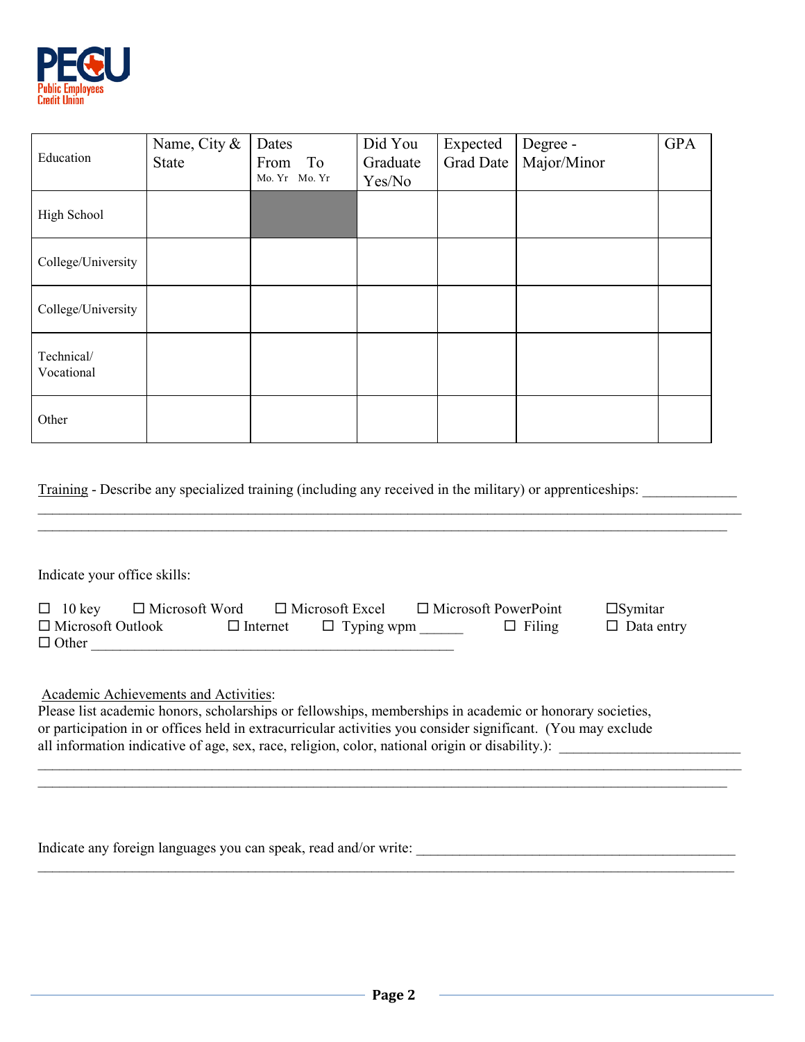| Education | Name, City & State | Dates From To Mo. Yr Mo. Yr | Did You Graduate Yes/No | Expected Grad Date | Degree - Major/Minor | GPA |
|---|---|---|---|---|---|---|
| High School | | | | | | |
| College/University | | | | | | |
| College/University | | | | | | |
| Technical/ Vocational | | | | | | |
| Other | | | | | | |

Training - Describe any specialized training (including any received in the military) or apprenticeships: ____________
________________________________________________________________________________________
________________________________________________________________________________________

Indicate your office skills:

☐ 10 key ☐ Microsoft Word ☐ Microsoft Excel ☐ Microsoft PowerPoint ☐Symitar
☐ Microsoft Outlook ☐ Internet ☐ Typing wpm ______ ☐ Filing ☐ Data entry
☐ Other ______________________________________________________

Academic Achievements and Activities:
Please list academic honors, scholarships or fellowships, memberships in academic or honorary societies, or participation in or offices held in extracurricular activities you consider significant. (You may exclude all information indicative of age, sex, race, religion, color, national origin or disability.): ________________________
________________________________________________________________________________________
________________________________________________________________________________________

Indicate any foreign languages you can speak, read and/or write: ____________________________________________
________________________________________________________________________________________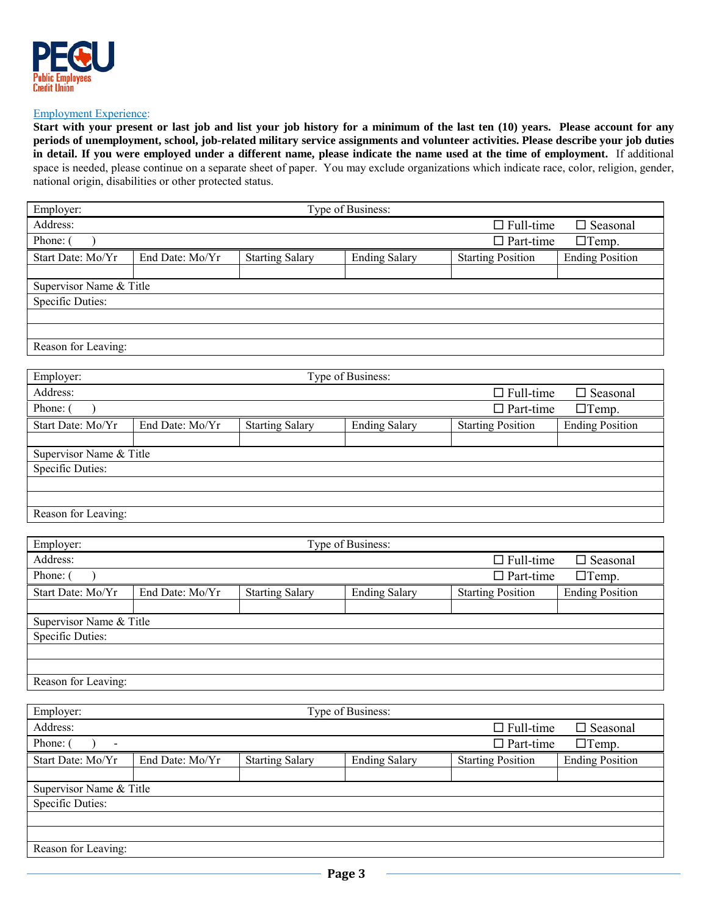Employment Experience:

**Start with your present or last job and list your job history for a minimum of the last ten (10) years. Please account for any periods of unemployment, school, job-related military service assignments and volunteer activities. Please describe your job duties in detail. If you were employed under a different name, please indicate the name used at the time of employment.** If additional space is needed, please continue on a separate sheet of paper. You may exclude organizations which indicate race, color, religion, gender, national origin, disabilities or other protected status.

| Employer: | | Type of Business: | | | |
|---|---|---|---|---|---|
| Address: | | | | ☐ Full-time | ☐ Seasonal |
| Phone: ( ) | | | | ☐ Part-time | ☐Temp. |
| Start Date: Mo/Yr | End Date: Mo/Yr | Starting Salary | Ending Salary | Starting Position | Ending Position |
| | | | | | |
| Supervisor Name & Title | | | | | |
| Specific Duties: | | | | | |
| | | | | | |
| | | | | | |
| Reason for Leaving: | | | | | |

| Employer: | | Type of Business: | | | |
|---|---|---|---|---|---|
| Address: | | | | ☐ Full-time | ☐ Seasonal |
| Phone: ( ) | | | | ☐ Part-time | ☐Temp. |
| Start Date: Mo/Yr | End Date: Mo/Yr | Starting Salary | Ending Salary | Starting Position | Ending Position |
| | | | | | |
| Supervisor Name & Title | | | | | |
| Specific Duties: | | | | | |
| | | | | | |
| | | | | | |
| Reason for Leaving: | | | | | |

| Employer: | | Type of Business: | | | |
|---|---|---|---|---|---|
| Address: | | | | ☐ Full-time | ☐ Seasonal |
| Phone: ( ) | | | | ☐ Part-time | ☐Temp. |
| Start Date: Mo/Yr | End Date: Mo/Yr | Starting Salary | Ending Salary | Starting Position | Ending Position |
| | | | | | |
| Supervisor Name & Title | | | | | |
| Specific Duties: | | | | | |
| | | | | | |
| | | | | | |
| Reason for Leaving: | | | | | |

| Employer: | | Type of Business: | | | |
|---|---|---|---|---|---|
| Address: | | | | ☐ Full-time | ☐ Seasonal |
| Phone: ( ) - | | | | ☐ Part-time | ☐Temp. |
| Start Date: Mo/Yr | End Date: Mo/Yr | Starting Salary | Ending Salary | Starting Position | Ending Position |
| | | | | | |
| Supervisor Name & Title | | | | | |
| Specific Duties: | | | | | |
| | | | | | |
| | | | | | |
| Reason for Leaving: | | | | | |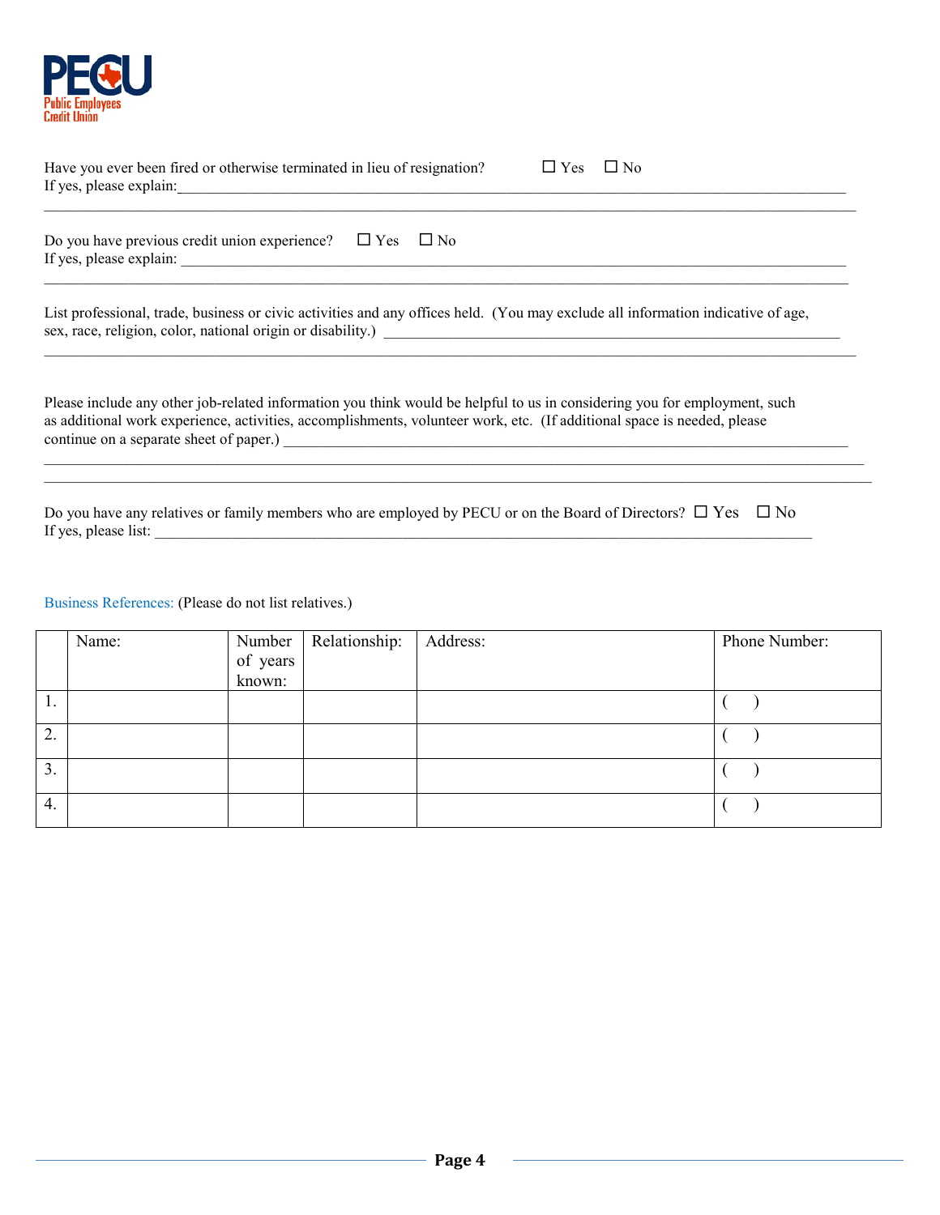**PECU**
Public Employees
Credit Union

Have you ever been fired or otherwise terminated in lieu of resignation? ☐ Yes ☐ No
If yes, please explain:___________________________________________________________________________

_____________________________________________________________________________________________

Do you have previous credit union experience? ☐ Yes ☐ No
If yes, please explain: ___________________________________________________________________________

_____________________________________________________________________________________________

List professional, trade, business or civic activities and any offices held. (You may exclude all information indicative of age, sex, race, religion, color, national origin or disability.) ____________________________________________________

_____________________________________________________________________________________________

Please include any other job-related information you think would be helpful to us in considering you for employment, such as additional work experience, activities, accomplishments, volunteer work, etc. (If additional space is needed, please continue on a separate sheet of paper.) ___________________________________________________________________

_____________________________________________________________________________________________

_____________________________________________________________________________________________

Do you have any relatives or family members who are employed by PECU or on the Board of Directors? ☐ Yes ☐ No
If yes, please list: ________________________________________________________________________

Business References: (Please do not list relatives.)

| | Name: | Number of years known: | Relationship: | Address: | Phone Number: |
|---|---|---|---|---|---|
| 1. | | | | | (    ) |
| 2. | | | | | (    ) |
| 3. | | | | | (    ) |
| 4. | | | | | (    ) |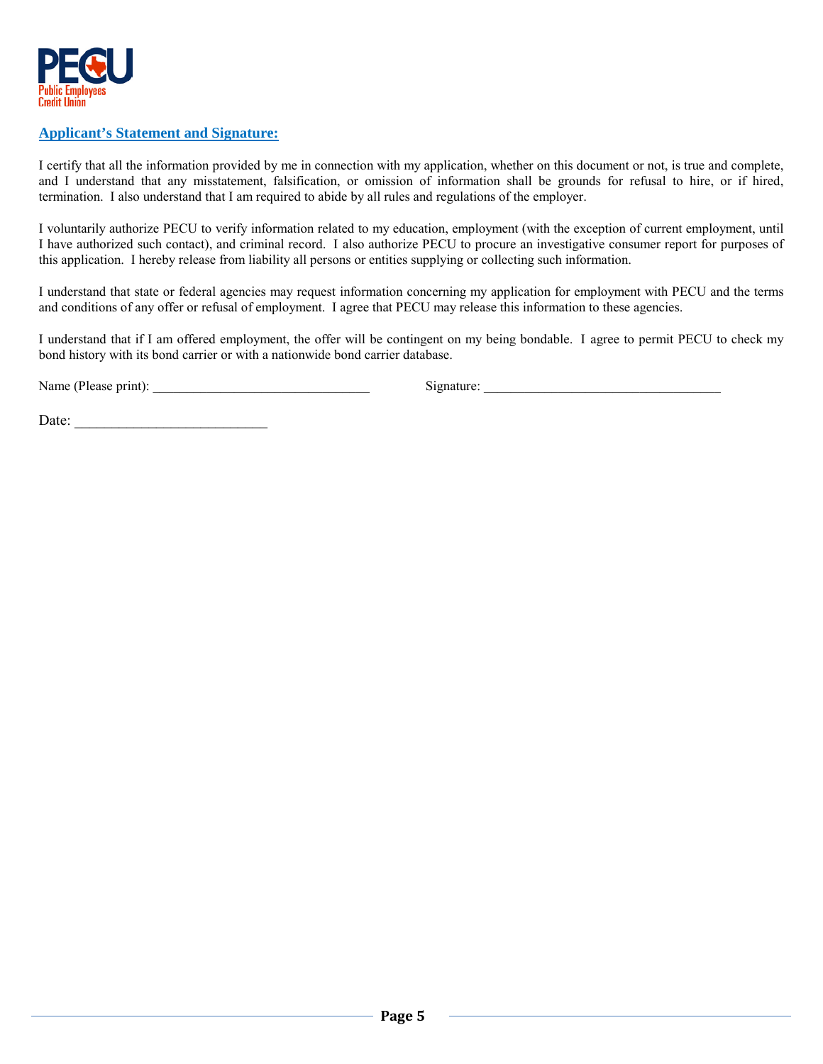PECU
Public Employees
Credit Union

## Applicant's Statement and Signature:

I certify that all the information provided by me in connection with my application, whether on this document or not, is true and complete, and I understand that any misstatement, falsification, or omission of information shall be grounds for refusal to hire, or if hired, termination. I also understand that I am required to abide by all rules and regulations of the employer.

I voluntarily authorize PECU to verify information related to my education, employment (with the exception of current employment, until I have authorized such contact), and criminal record. I also authorize PECU to procure an investigative consumer report for purposes of this application. I hereby release from liability all persons or entities supplying or collecting such information.

I understand that state or federal agencies may request information concerning my application for employment with PECU and the terms and conditions of any offer or refusal of employment. I agree that PECU may release this information to these agencies.

I understand that if I am offered employment, the offer will be contingent on my being bondable. I agree to permit PECU to check my bond history with its bond carrier or with a nationwide bond carrier database.

Name (Please print): _______________________________ Signature: __________________________________

Date: ___________________________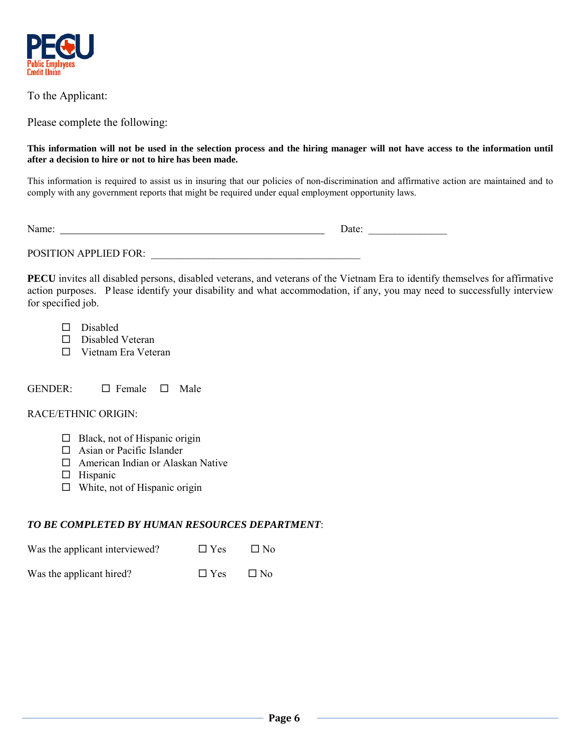PECU
Public Employees Credit Union

To the Applicant:

Please complete the following:

**This information will not be used in the selection process and the hiring manager will not have access to the information until after a decision to hire or not to hire has been made.**

This information is required to assist us in insuring that our policies of non-discrimination and affirmative action are maintained and to comply with any government reports that might be required under equal employment opportunity laws.

Name: ______________________________________________ Date: _______________

POSITION APPLIED FOR: __________________________________________

**PECU** invites all disabled persons, disabled veterans, and veterans of the Vietnam Era to identify themselves for affirmative action purposes. Please identify your disability and what accommodation, if any, you may need to successfully interview for specified job.

- ☐ Disabled
- ☐ Disabled Veteran
- ☐ Vietnam Era Veteran

GENDER: ☐ Female ☐ Male

RACE/ETHNIC ORIGIN:

- ☐ Black, not of Hispanic origin
- ☐ Asian or Pacific Islander
- ☐ American Indian or Alaskan Native
- ☐ Hispanic
- ☐ White, not of Hispanic origin

***TO BE COMPLETED BY HUMAN RESOURCES DEPARTMENT***:

Was the applicant interviewed? ☐ Yes ☐ No

Was the applicant hired? ☐ Yes ☐ No